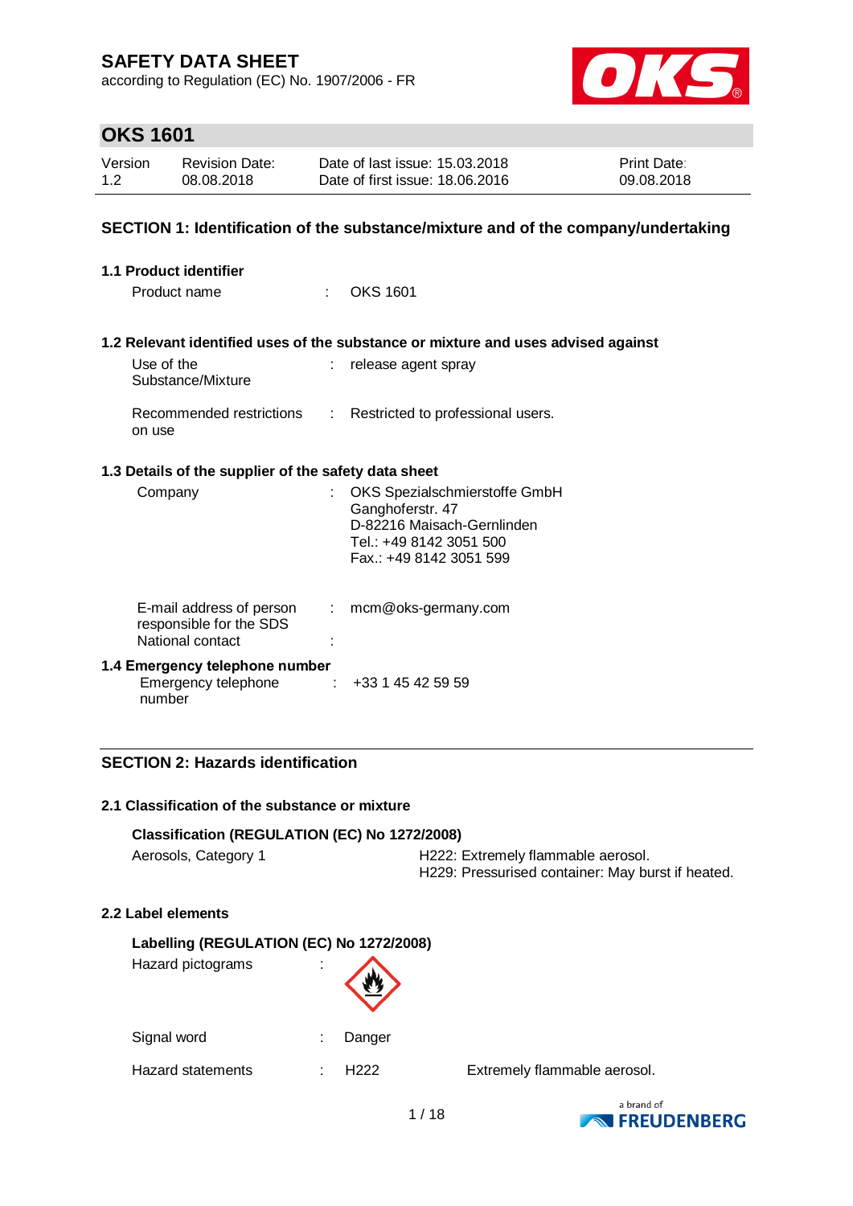# SAFETY DATA SHEET

according to Regulation (EC) No. 1907/2006 - FR

## OKS 1601

| Version | Revision Date: | Date of last issue: 15.03.2018 | Print Date: |
|---|---|---|---|
| 1.2 | 08.08.2018 | Date of first issue: 18.06.2016 | 09.08.2018 |

### SECTION 1: Identification of the substance/mixture and of the company/undertaking

**1.1 Product identifier**

Product name : OKS 1601

**1.2 Relevant identified uses of the substance or mixture and uses advised against**

Use of the Substance/Mixture : release agent spray

Recommended restrictions on use : Restricted to professional users.

**1.3 Details of the supplier of the safety data sheet**

Company : OKS Spezialschmierstoffe GmbH
Ganghoferstr. 47
D-82216 Maisach-Gernlinden
Tel.: +49 8142 3051 500
Fax.: +49 8142 3051 599

E-mail address of person responsible for the SDS : mcm@oks-germany.com

National contact :

**1.4 Emergency telephone number**

Emergency telephone number : +33 1 45 42 59 59

### SECTION 2: Hazards identification

**2.1 Classification of the substance or mixture**

**Classification (REGULATION (EC) No 1272/2008)**

Aerosols, Category 1 — H222: Extremely flammable aerosol.
H229: Pressurised container: May burst if heated.

**2.2 Label elements**

**Labelling (REGULATION (EC) No 1272/2008)**

Hazard pictograms :

Signal word : Danger

Hazard statements : H222 Extremely flammable aerosol.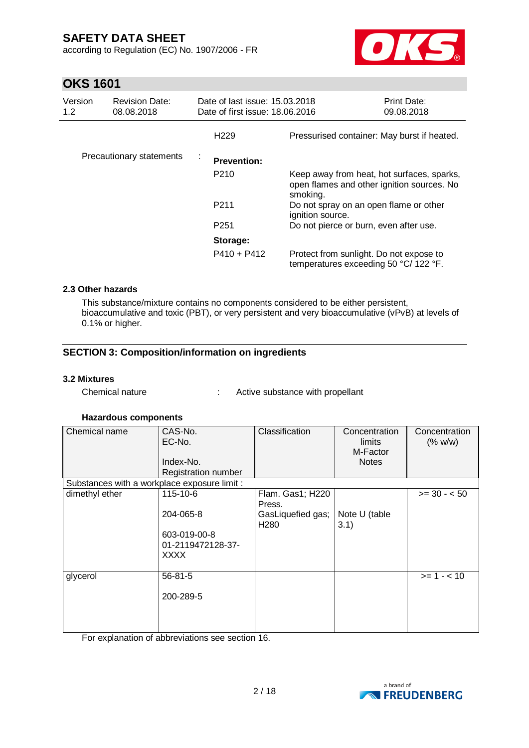| | | | |
|---|---|---|---|
| | | H229 | Pressurised container: May burst if heated. |
| Precautionary statements | : | **Prevention:** | |
| | | P210 | Keep away from heat, hot surfaces, sparks, open flames and other ignition sources. No smoking. |
| | | P211 | Do not spray on an open flame or other ignition source. |
| | | P251 | Do not pierce or burn, even after use. |
| | | **Storage:** | |
| | | P410 + P412 | Protect from sunlight. Do not expose to temperatures exceeding 50 °C/ 122 °F. |

### 2.3 Other hazards

This substance/mixture contains no components considered to be either persistent, bioaccumulative and toxic (PBT), or very persistent and very bioaccumulative (vPvB) at levels of 0.1% or higher.

## SECTION 3: Composition/information on ingredients

### 3.2 Mixtures

Chemical nature : Active substance with propellant

**Hazardous components**

| Chemical name | CAS-No.<br>EC-No.<br><br>Index-No.<br>Registration number | Classification | Concentration limits<br>M-Factor<br>Notes | Concentration (% w/w) |
|---|---|---|---|---|
| Substances with a workplace exposure limit : | | | | |
| dimethyl ether | 115-10-6<br><br>204-065-8<br><br>603-019-00-8<br>01-2119472128-37-XXXX | Flam. Gas1; H220<br>Press. GasLiquefied gas; H280 | Note U (table 3.1) | >= 30 - < 50 |
| glycerol | 56-81-5<br><br>200-289-5 | | | >= 1 - < 10 |

For explanation of abbreviations see section 16.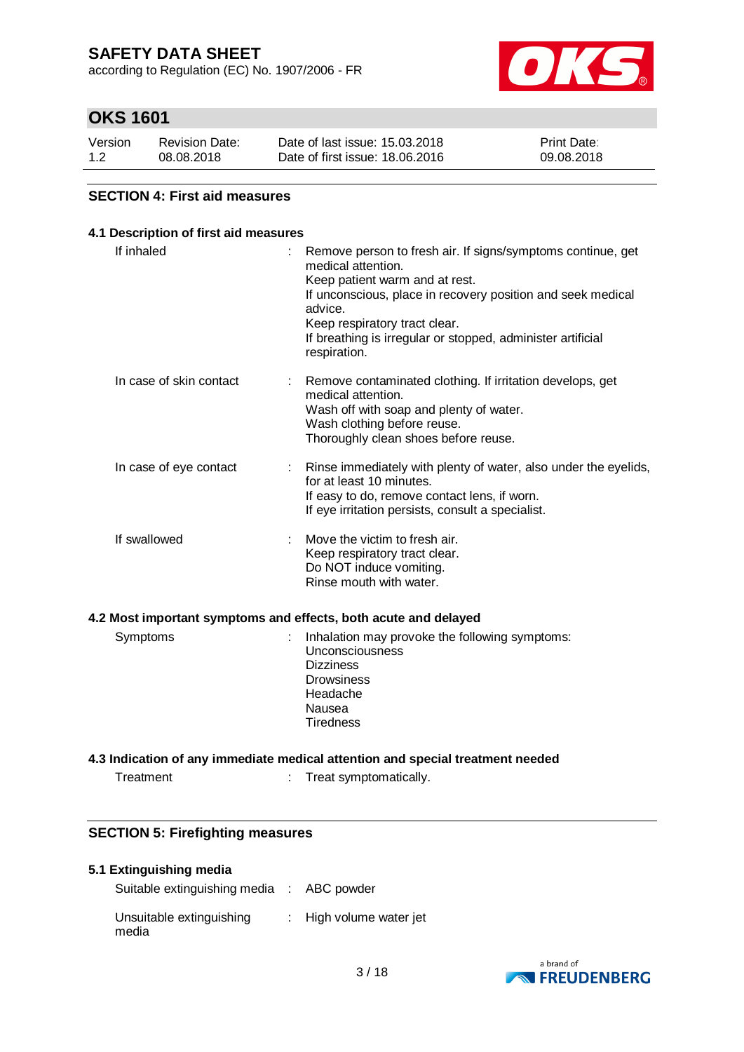## SECTION 4: First aid measures

### 4.1 Description of first aid measures

| | |
|---|---|
| If inhaled | : Remove person to fresh air. If signs/symptoms continue, get medical attention.<br>Keep patient warm and at rest.<br>If unconscious, place in recovery position and seek medical advice.<br>Keep respiratory tract clear.<br>If breathing is irregular or stopped, administer artificial respiration. |
| In case of skin contact | : Remove contaminated clothing. If irritation develops, get medical attention.<br>Wash off with soap and plenty of water.<br>Wash clothing before reuse.<br>Thoroughly clean shoes before reuse. |
| In case of eye contact | : Rinse immediately with plenty of water, also under the eyelids, for at least 10 minutes.<br>If easy to do, remove contact lens, if worn.<br>If eye irritation persists, consult a specialist. |
| If swallowed | : Move the victim to fresh air.<br>Keep respiratory tract clear.<br>Do NOT induce vomiting.<br>Rinse mouth with water. |

### 4.2 Most important symptoms and effects, both acute and delayed

| | |
|---|---|
| Symptoms | : Inhalation may provoke the following symptoms:<br>Unconsciousness<br>Dizziness<br>Drowsiness<br>Headache<br>Nausea<br>Tiredness |

### 4.3 Indication of any immediate medical attention and special treatment needed

| | |
|---|---|
| Treatment | : Treat symptomatically. |

## SECTION 5: Firefighting measures

### 5.1 Extinguishing media

| | |
|---|---|
| Suitable extinguishing media | : ABC powder |
| Unsuitable extinguishing media | : High volume water jet |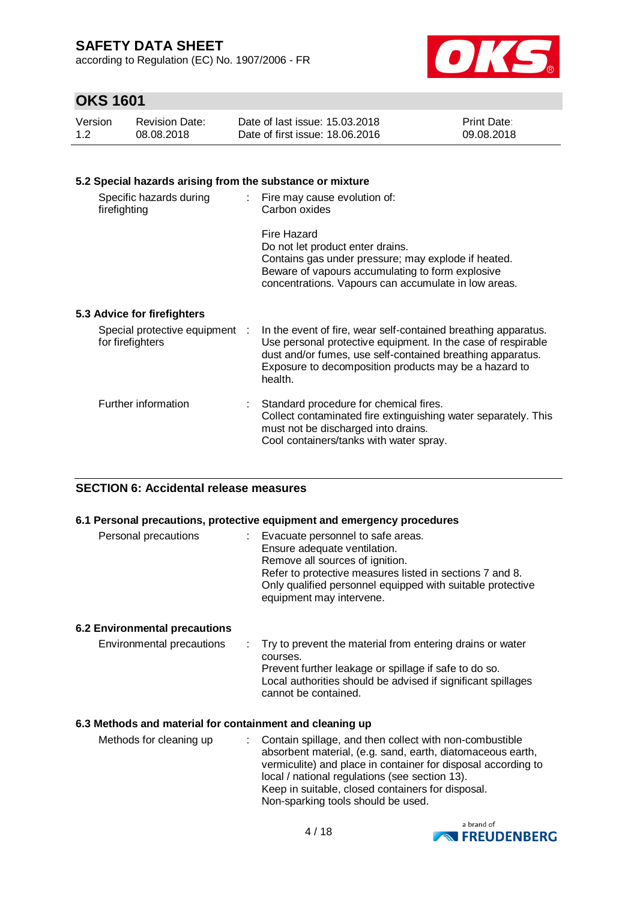### 5.2 Special hazards arising from the substance or mixture

| | |
|---|---|
| Specific hazards during firefighting | Fire may cause evolution of: Carbon oxides<br><br>Fire Hazard<br>Do not let product enter drains.<br>Contains gas under pressure; may explode if heated.<br>Beware of vapours accumulating to form explosive concentrations. Vapours can accumulate in low areas. |

### 5.3 Advice for firefighters

| | |
|---|---|
| Special protective equipment for firefighters | In the event of fire, wear self-contained breathing apparatus. Use personal protective equipment. In the case of respirable dust and/or fumes, use self-contained breathing apparatus. Exposure to decomposition products may be a hazard to health. |
| Further information | Standard procedure for chemical fires.<br>Collect contaminated fire extinguishing water separately. This must not be discharged into drains.<br>Cool containers/tanks with water spray. |

## SECTION 6: Accidental release measures

### 6.1 Personal precautions, protective equipment and emergency procedures

| | |
|---|---|
| Personal precautions | Evacuate personnel to safe areas.<br>Ensure adequate ventilation.<br>Remove all sources of ignition.<br>Refer to protective measures listed in sections 7 and 8.<br>Only qualified personnel equipped with suitable protective equipment may intervene. |

### 6.2 Environmental precautions

| | |
|---|---|
| Environmental precautions | Try to prevent the material from entering drains or water courses.<br>Prevent further leakage or spillage if safe to do so.<br>Local authorities should be advised if significant spillages cannot be contained. |

### 6.3 Methods and material for containment and cleaning up

| | |
|---|---|
| Methods for cleaning up | Contain spillage, and then collect with non-combustible absorbent material, (e.g. sand, earth, diatomaceous earth, vermiculite) and place in container for disposal according to local / national regulations (see section 13).<br>Keep in suitable, closed containers for disposal.<br>Non-sparking tools should be used. |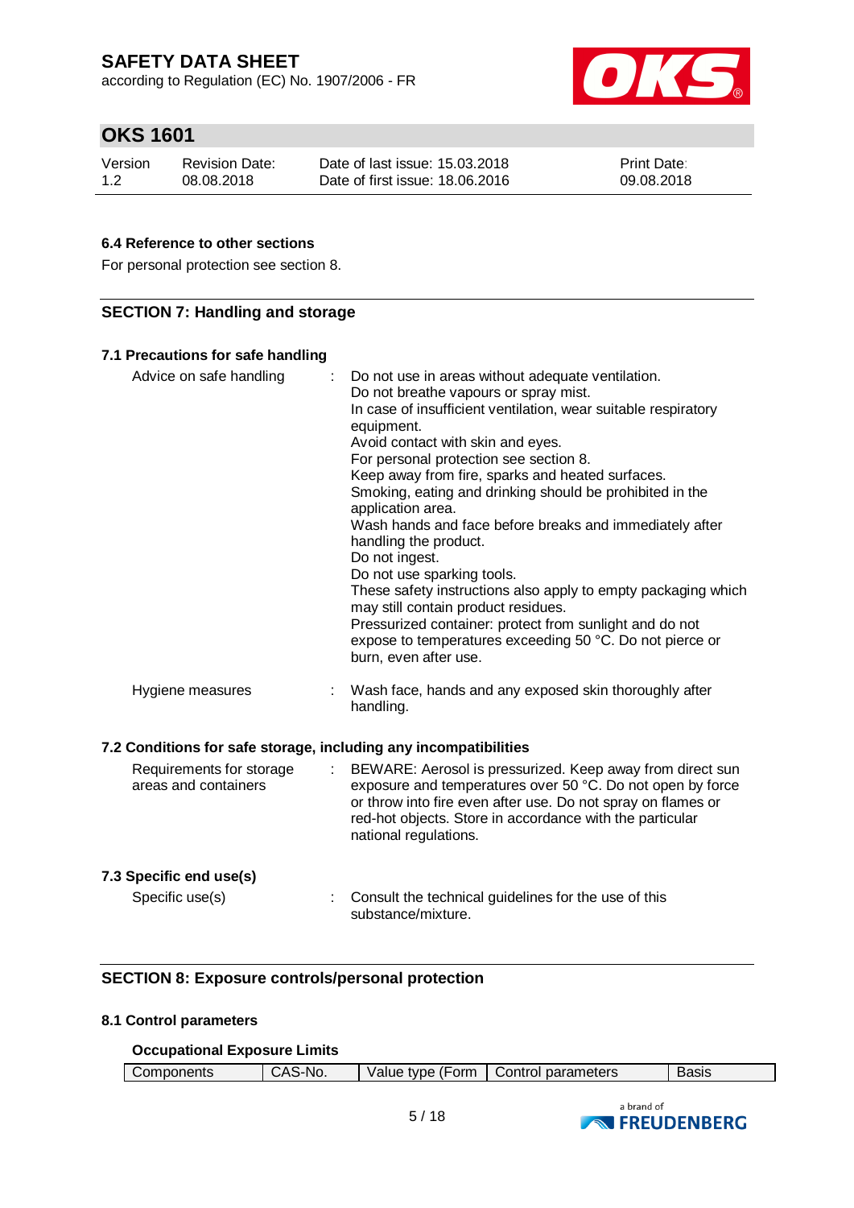### 6.4 Reference to other sections

For personal protection see section 8.

## SECTION 7: Handling and storage

### 7.1 Precautions for safe handling

| | |
|---|---|
| Advice on safe handling | : Do not use in areas without adequate ventilation.<br>Do not breathe vapours or spray mist.<br>In case of insufficient ventilation, wear suitable respiratory equipment.<br>Avoid contact with skin and eyes.<br>For personal protection see section 8.<br>Keep away from fire, sparks and heated surfaces.<br>Smoking, eating and drinking should be prohibited in the application area.<br>Wash hands and face before breaks and immediately after handling the product.<br>Do not ingest.<br>Do not use sparking tools.<br>These safety instructions also apply to empty packaging which may still contain product residues.<br>Pressurized container: protect from sunlight and do not expose to temperatures exceeding 50 °C. Do not pierce or burn, even after use. |
| Hygiene measures | : Wash face, hands and any exposed skin thoroughly after handling. |

### 7.2 Conditions for safe storage, including any incompatibilities

| | |
|---|---|
| Requirements for storage areas and containers | : BEWARE: Aerosol is pressurized. Keep away from direct sun exposure and temperatures over 50 °C. Do not open by force or throw into fire even after use. Do not spray on flames or red-hot objects. Store in accordance with the particular national regulations. |

### 7.3 Specific end use(s)

| | |
|---|---|
| Specific use(s) | : Consult the technical guidelines for the use of this substance/mixture. |

## SECTION 8: Exposure controls/personal protection

### 8.1 Control parameters

**Occupational Exposure Limits**

| Components | CAS-No. | Value type (Form | Control parameters | Basis |
|---|---|---|---|---|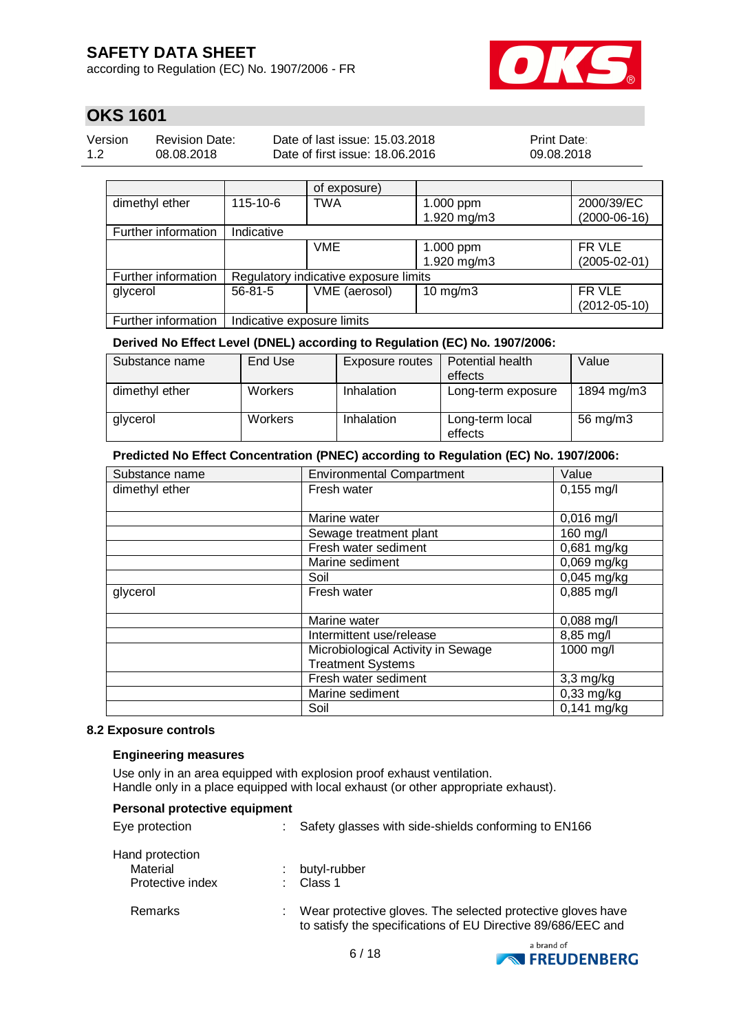| | | of exposure) | | |
|---|---|---|---|---|
| dimethyl ether | 115-10-6 | TWA | 1.000 ppm<br>1.920 mg/m3 | 2000/39/EC<br>(2000-06-16) |
| Further information | Indicative | | | |
| | | VME | 1.000 ppm<br>1.920 mg/m3 | FR VLE<br>(2005-02-01) |
| Further information | Regulatory indicative exposure limits | | | |
| glycerol | 56-81-5 | VME (aerosol) | 10 mg/m3 | FR VLE<br>(2012-05-10) |
| Further information | Indicative exposure limits | | | |

**Derived No Effect Level (DNEL) according to Regulation (EC) No. 1907/2006:**

| Substance name | End Use | Exposure routes | Potential health effects | Value |
|---|---|---|---|---|
| dimethyl ether | Workers | Inhalation | Long-term exposure | 1894 mg/m3 |
| glycerol | Workers | Inhalation | Long-term local effects | 56 mg/m3 |

**Predicted No Effect Concentration (PNEC) according to Regulation (EC) No. 1907/2006:**

| Substance name | Environmental Compartment | Value |
|---|---|---|
| dimethyl ether | Fresh water | 0,155 mg/l |
| | Marine water | 0,016 mg/l |
| | Sewage treatment plant | 160 mg/l |
| | Fresh water sediment | 0,681 mg/kg |
| | Marine sediment | 0,069 mg/kg |
| | Soil | 0,045 mg/kg |
| glycerol | Fresh water | 0,885 mg/l |
| | Marine water | 0,088 mg/l |
| | Intermittent use/release | 8,85 mg/l |
| | Microbiological Activity in Sewage Treatment Systems | 1000 mg/l |
| | Fresh water sediment | 3,3 mg/kg |
| | Marine sediment | 0,33 mg/kg |
| | Soil | 0,141 mg/kg |

### 8.2 Exposure controls

**Engineering measures**

Use only in an area equipped with explosion proof exhaust ventilation.
Handle only in a place equipped with local exhaust (or other appropriate exhaust).

**Personal protective equipment**

Eye protection : Safety glasses with side-shields conforming to EN166

Hand protection
- Material : butyl-rubber
- Protective index : Class 1
- Remarks : Wear protective gloves. The selected protective gloves have to satisfy the specifications of EU Directive 89/686/EEC and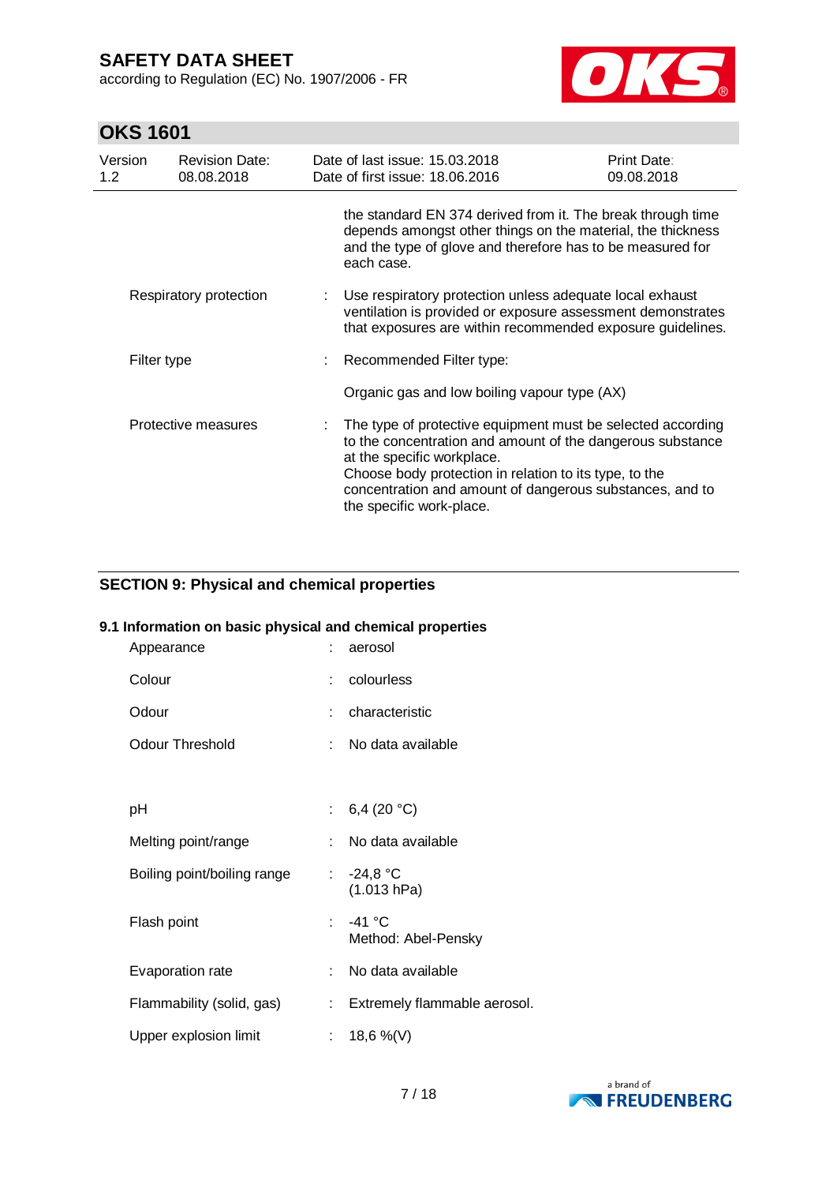the standard EN 374 derived from it. The break through time depends amongst other things on the material, the thickness and the type of glove and therefore has to be measured for each case.

| | | |
|---|---|---|
| Respiratory protection | : | Use respiratory protection unless adequate local exhaust ventilation is provided or exposure assessment demonstrates that exposures are within recommended exposure guidelines. |
| Filter type | : | Recommended Filter type:<br><br>Organic gas and low boiling vapour type (AX) |
| Protective measures | : | The type of protective equipment must be selected according to the concentration and amount of the dangerous substance at the specific workplace.<br>Choose body protection in relation to its type, to the concentration and amount of dangerous substances, and to the specific work-place. |

## SECTION 9: Physical and chemical properties

### 9.1 Information on basic physical and chemical properties

| | | |
|---|---|---|
| Appearance | : | aerosol |
| Colour | : | colourless |
| Odour | : | characteristic |
| Odour Threshold | : | No data available |
| pH | : | 6,4 (20 °C) |
| Melting point/range | : | No data available |
| Boiling point/boiling range | : | -24,8 °C<br>(1.013 hPa) |
| Flash point | : | -41 °C<br>Method: Abel-Pensky |
| Evaporation rate | : | No data available |
| Flammability (solid, gas) | : | Extremely flammable aerosol. |
| Upper explosion limit | : | 18,6 %(V) |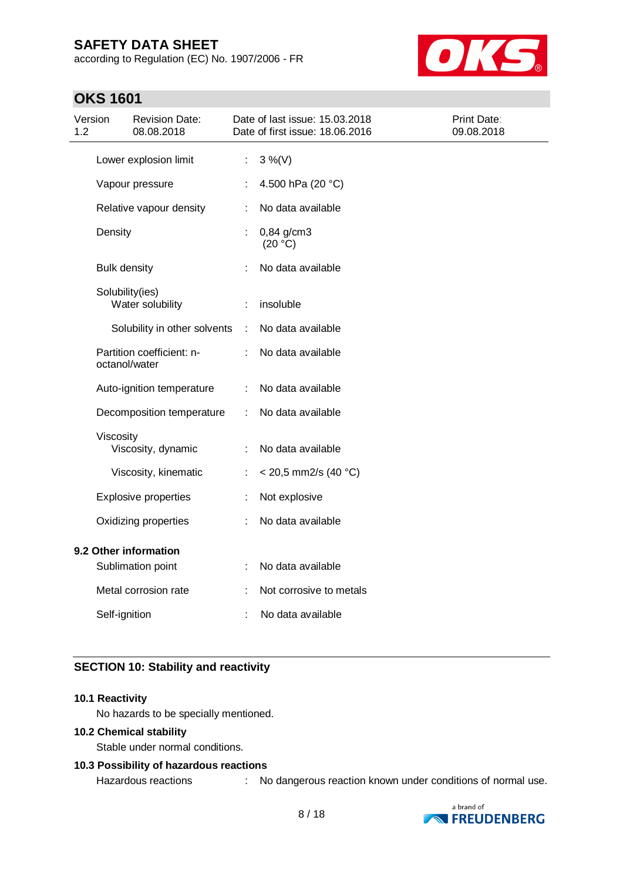| | | |
|---|---|---|
| Lower explosion limit | : | 3 %(V) |
| Vapour pressure | : | 4.500 hPa (20 °C) |
| Relative vapour density | : | No data available |
| Density | : | 0,84 g/cm3 (20 °C) |
| Bulk density | : | No data available |
| Solubility(ies) | | |
| Water solubility | : | insoluble |
| Solubility in other solvents | : | No data available |
| Partition coefficient: n-octanol/water | : | No data available |
| Auto-ignition temperature | : | No data available |
| Decomposition temperature | : | No data available |
| Viscosity | | |
| Viscosity, dynamic | : | No data available |
| Viscosity, kinematic | : | < 20,5 mm2/s (40 °C) |
| Explosive properties | : | Not explosive |
| Oxidizing properties | : | No data available |

**9.2 Other information**

| | | |
|---|---|---|
| Sublimation point | : | No data available |
| Metal corrosion rate | : | Not corrosive to metals |
| Self-ignition | : | No data available |

## SECTION 10: Stability and reactivity

**10.1 Reactivity**

No hazards to be specially mentioned.

**10.2 Chemical stability**

Stable under normal conditions.

**10.3 Possibility of hazardous reactions**

Hazardous reactions : No dangerous reaction known under conditions of normal use.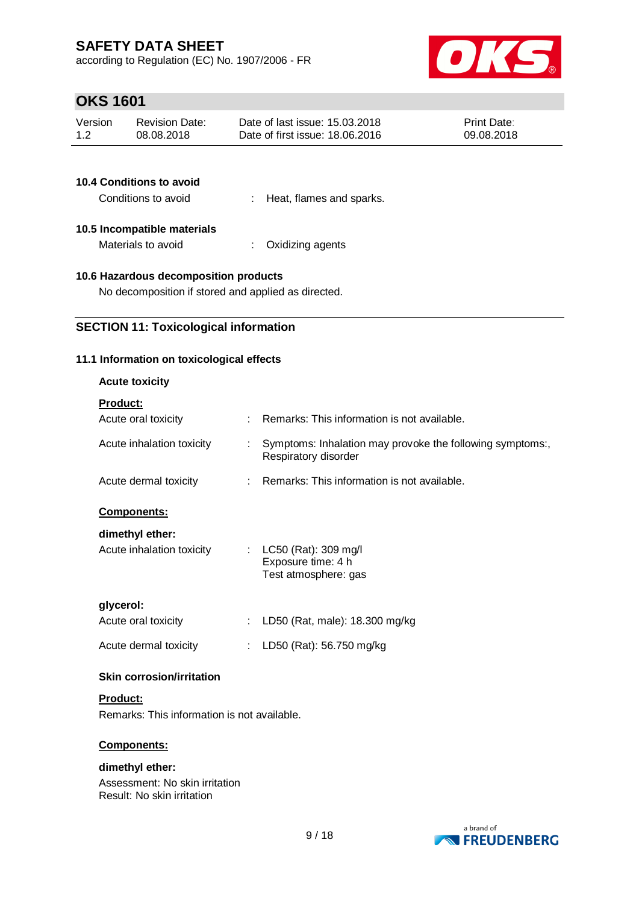#### 10.4 Conditions to avoid

Conditions to avoid : Heat, flames and sparks.

#### 10.5 Incompatible materials

Materials to avoid : Oxidizing agents

#### 10.6 Hazardous decomposition products

No decomposition if stored and applied as directed.

## SECTION 11: Toxicological information

### 11.1 Information on toxicological effects

**Acute toxicity**

**Product:**

Acute oral toxicity : Remarks: This information is not available.

Acute inhalation toxicity : Symptoms: Inhalation may provoke the following symptoms:, Respiratory disorder

Acute dermal toxicity : Remarks: This information is not available.

**Components:**

**dimethyl ether:**

Acute inhalation toxicity : LC50 (Rat): 309 mg/l
Exposure time: 4 h
Test atmosphere: gas

**glycerol:**

Acute oral toxicity : LD50 (Rat, male): 18.300 mg/kg

Acute dermal toxicity : LD50 (Rat): 56.750 mg/kg

**Skin corrosion/irritation**

**Product:**

Remarks: This information is not available.

**Components:**

**dimethyl ether:**

Assessment: No skin irritation
Result: No skin irritation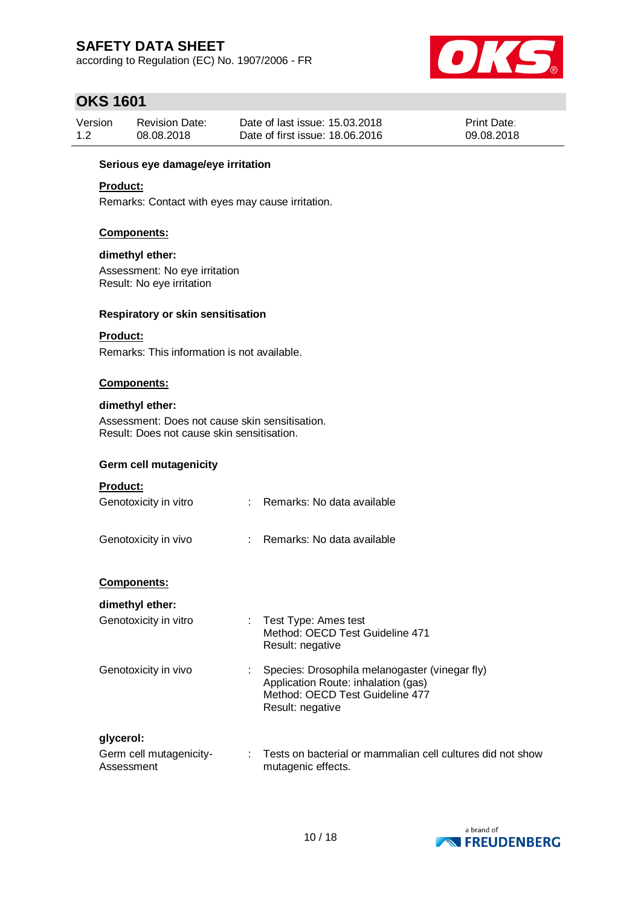**Serious eye damage/eye irritation**

**Product:**

Remarks: Contact with eyes may cause irritation.

**Components:**

**dimethyl ether:**

Assessment: No eye irritation
Result: No eye irritation

**Respiratory or skin sensitisation**

**Product:**

Remarks: This information is not available.

**Components:**

**dimethyl ether:**

Assessment: Does not cause skin sensitisation.
Result: Does not cause skin sensitisation.

**Germ cell mutagenicity**

**Product:**

Genotoxicity in vitro : Remarks: No data available

Genotoxicity in vivo : Remarks: No data available

**Components:**

**dimethyl ether:**

Genotoxicity in vitro : Test Type: Ames test
Method: OECD Test Guideline 471
Result: negative

Genotoxicity in vivo : Species: Drosophila melanogaster (vinegar fly)
Application Route: inhalation (gas)
Method: OECD Test Guideline 477
Result: negative

**glycerol:**

Germ cell mutagenicity- Assessment : Tests on bacterial or mammalian cell cultures did not show mutagenic effects.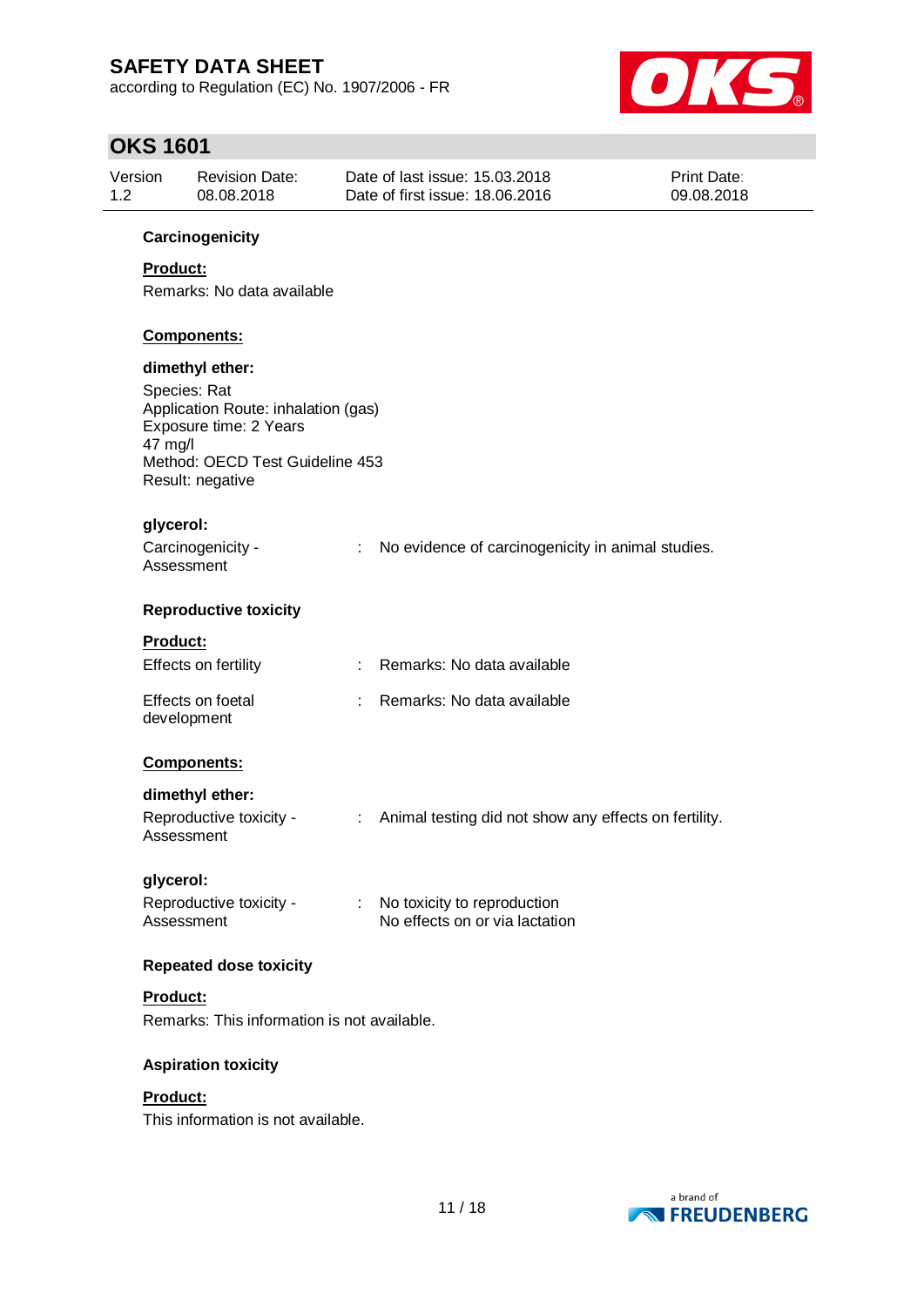**Carcinogenicity**

**Product:**

Remarks: No data available

**Components:**

**dimethyl ether:**

Species: Rat
Application Route: inhalation (gas)
Exposure time: 2 Years
47 mg/l
Method: OECD Test Guideline 453
Result: negative

**glycerol:**

Carcinogenicity - Assessment : No evidence of carcinogenicity in animal studies.

**Reproductive toxicity**

**Product:**

Effects on fertility : Remarks: No data available

Effects on foetal development : Remarks: No data available

**Components:**

**dimethyl ether:**

Reproductive toxicity - Assessment : Animal testing did not show any effects on fertility.

**glycerol:**

Reproductive toxicity - Assessment : No toxicity to reproduction
No effects on or via lactation

**Repeated dose toxicity**

**Product:**

Remarks: This information is not available.

**Aspiration toxicity**

**Product:**

This information is not available.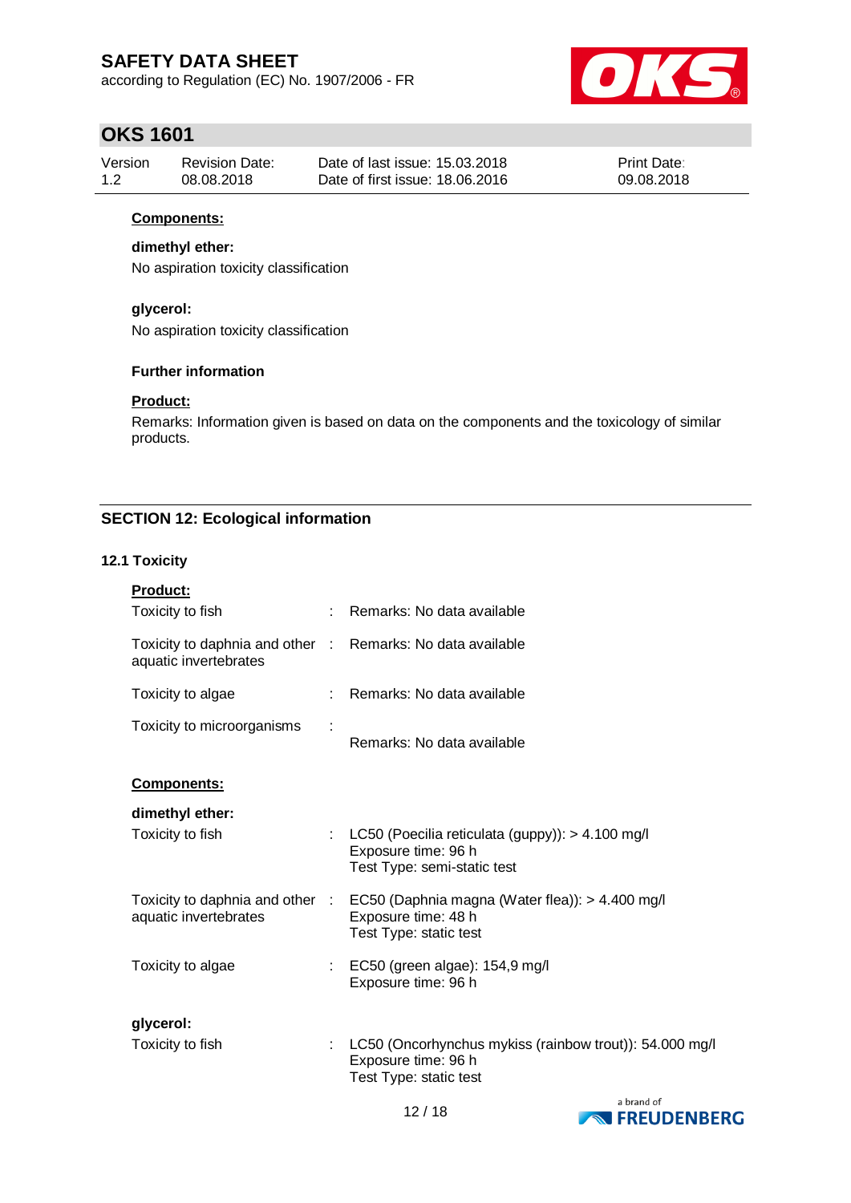**Components:**

**dimethyl ether:**

No aspiration toxicity classification

**glycerol:**

No aspiration toxicity classification

**Further information**

**Product:**

Remarks: Information given is based on data on the components and the toxicology of similar products.

## SECTION 12: Ecological information

### 12.1 Toxicity

**Product:**

| | | |
|---|---|---|
| Toxicity to fish | : | Remarks: No data available |
| Toxicity to daphnia and other aquatic invertebrates | : | Remarks: No data available |
| Toxicity to algae | : | Remarks: No data available |
| Toxicity to microorganisms | : | Remarks: No data available |

**Components:**

**dimethyl ether:**

| | | |
|---|---|---|
| Toxicity to fish | : | LC50 (Poecilia reticulata (guppy)): > 4.100 mg/l<br>Exposure time: 96 h<br>Test Type: semi-static test |
| Toxicity to daphnia and other aquatic invertebrates | : | EC50 (Daphnia magna (Water flea)): > 4.400 mg/l<br>Exposure time: 48 h<br>Test Type: static test |
| Toxicity to algae | : | EC50 (green algae): 154,9 mg/l<br>Exposure time: 96 h |

**glycerol:**

| | | |
|---|---|---|
| Toxicity to fish | : | LC50 (Oncorhynchus mykiss (rainbow trout)): 54.000 mg/l<br>Exposure time: 96 h<br>Test Type: static test |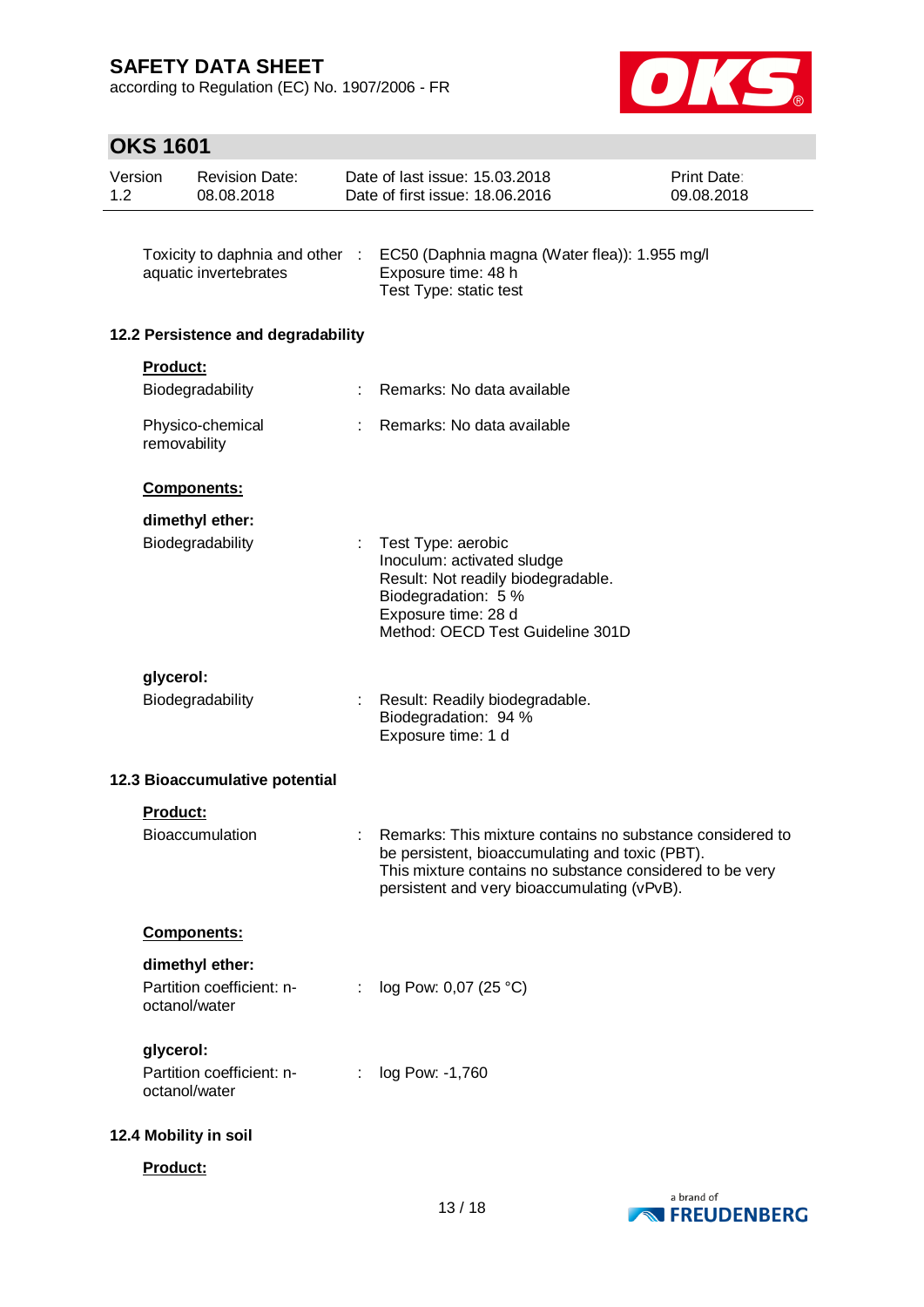| | | |
|---|---|---|
| Toxicity to daphnia and other aquatic invertebrates | : | EC50 (Daphnia magna (Water flea)): 1.955 mg/l<br>Exposure time: 48 h<br>Test Type: static test |

### 12.2 Persistence and degradability

**Product:**

| | | |
|---|---|---|
| Biodegradability | : | Remarks: No data available |
| Physico-chemical removability | : | Remarks: No data available |

**Components:**

**dimethyl ether:**

| | | |
|---|---|---|
| Biodegradability | : | Test Type: aerobic<br>Inoculum: activated sludge<br>Result: Not readily biodegradable.<br>Biodegradation: 5 %<br>Exposure time: 28 d<br>Method: OECD Test Guideline 301D |

**glycerol:**

| | | |
|---|---|---|
| Biodegradability | : | Result: Readily biodegradable.<br>Biodegradation: 94 %<br>Exposure time: 1 d |

### 12.3 Bioaccumulative potential

**Product:**

| | | |
|---|---|---|
| Bioaccumulation | : | Remarks: This mixture contains no substance considered to be persistent, bioaccumulating and toxic (PBT).<br>This mixture contains no substance considered to be very persistent and very bioaccumulating (vPvB). |

**Components:**

**dimethyl ether:**

| | | |
|---|---|---|
| Partition coefficient: n-octanol/water | : | log Pow: 0,07 (25 °C) |

**glycerol:**

| | | |
|---|---|---|
| Partition coefficient: n-octanol/water | : | log Pow: -1,760 |

### 12.4 Mobility in soil

**Product:**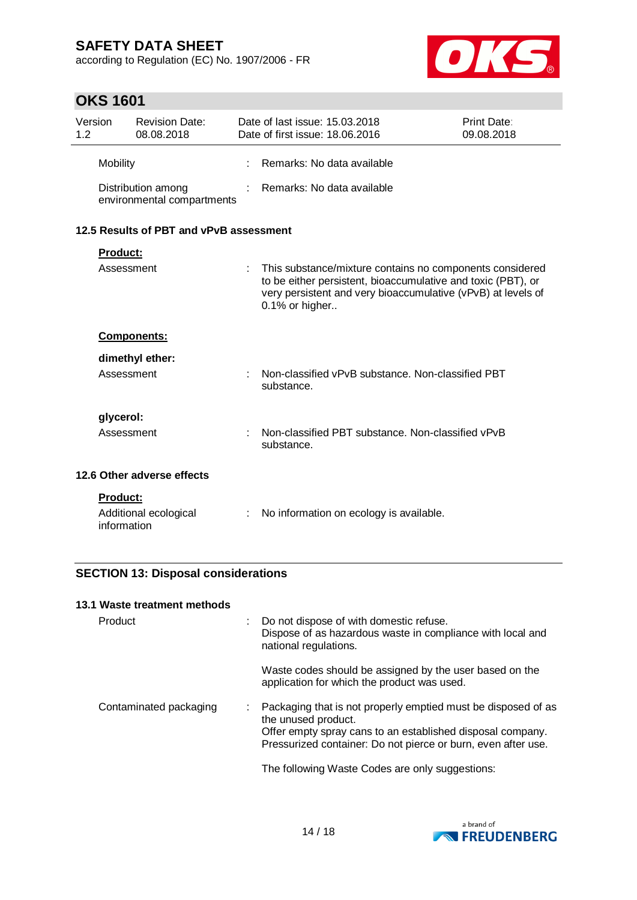| | | |
|---|---|---|
| Mobility | : | Remarks: No data available |
| Distribution among environmental compartments | : | Remarks: No data available |

### 12.5 Results of PBT and vPvB assessment

**Product:**

| | | |
|---|---|---|
| Assessment | : | This substance/mixture contains no components considered to be either persistent, bioaccumulative and toxic (PBT), or very persistent and very bioaccumulative (vPvB) at levels of 0.1% or higher.. |

**Components:**

**dimethyl ether:**

| | | |
|---|---|---|
| Assessment | : | Non-classified vPvB substance. Non-classified PBT substance. |

**glycerol:**

| | | |
|---|---|---|
| Assessment | : | Non-classified PBT substance. Non-classified vPvB substance. |

### 12.6 Other adverse effects

**Product:**

| | | |
|---|---|---|
| Additional ecological information | : | No information on ecology is available. |

## SECTION 13: Disposal considerations

### 13.1 Waste treatment methods

| | | |
|---|---|---|
| Product | : | Do not dispose of with domestic refuse.<br>Dispose of as hazardous waste in compliance with local and national regulations.<br><br>Waste codes should be assigned by the user based on the application for which the product was used. |
| Contaminated packaging | : | Packaging that is not properly emptied must be disposed of as the unused product.<br>Offer empty spray cans to an established disposal company.<br>Pressurized container: Do not pierce or burn, even after use.<br><br>The following Waste Codes are only suggestions: |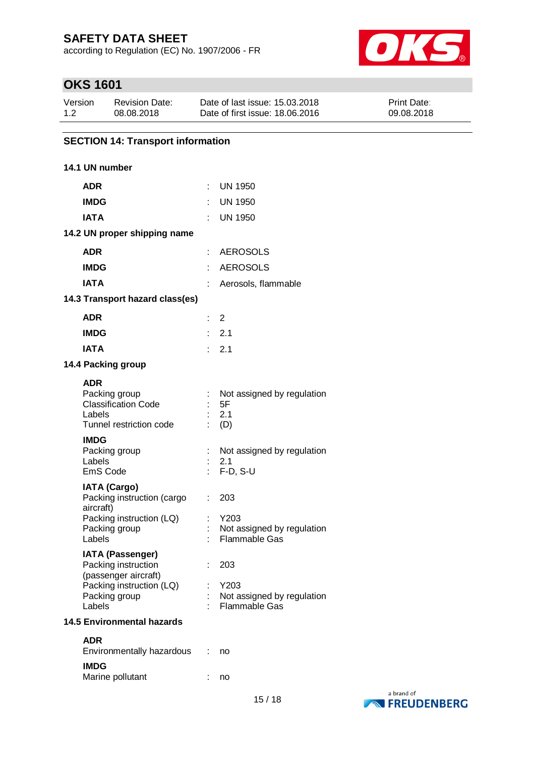## SECTION 14: Transport information

### 14.1 UN number

| | | |
|---|---|---|
| **ADR** | : | UN 1950 |
| **IMDG** | : | UN 1950 |
| **IATA** | : | UN 1950 |

### 14.2 UN proper shipping name

| | | |
|---|---|---|
| **ADR** | : | AEROSOLS |
| **IMDG** | : | AEROSOLS |
| **IATA** | : | Aerosols, flammable |

### 14.3 Transport hazard class(es)

| | | |
|---|---|---|
| **ADR** | : | 2 |
| **IMDG** | : | 2.1 |
| **IATA** | : | 2.1 |

### 14.4 Packing group

**ADR**

| | | |
|---|---|---|
| Packing group | : | Not assigned by regulation |
| Classification Code | : | 5F |
| Labels | : | 2.1 |
| Tunnel restriction code | : | (D) |

**IMDG**

| | | |
|---|---|---|
| Packing group | : | Not assigned by regulation |
| Labels | : | 2.1 |
| EmS Code | : | F-D, S-U |

**IATA (Cargo)**

| | | |
|---|---|---|
| Packing instruction (cargo aircraft) | : | 203 |
| Packing instruction (LQ) | : | Y203 |
| Packing group | : | Not assigned by regulation |
| Labels | : | Flammable Gas |

**IATA (Passenger)**

| | | |
|---|---|---|
| Packing instruction (passenger aircraft) | : | 203 |
| Packing instruction (LQ) | : | Y203 |
| Packing group | : | Not assigned by regulation |
| Labels | : | Flammable Gas |

### 14.5 Environmental hazards

**ADR**

| | | |
|---|---|---|
| Environmentally hazardous | : | no |

**IMDG**

| | | |
|---|---|---|
| Marine pollutant | : | no |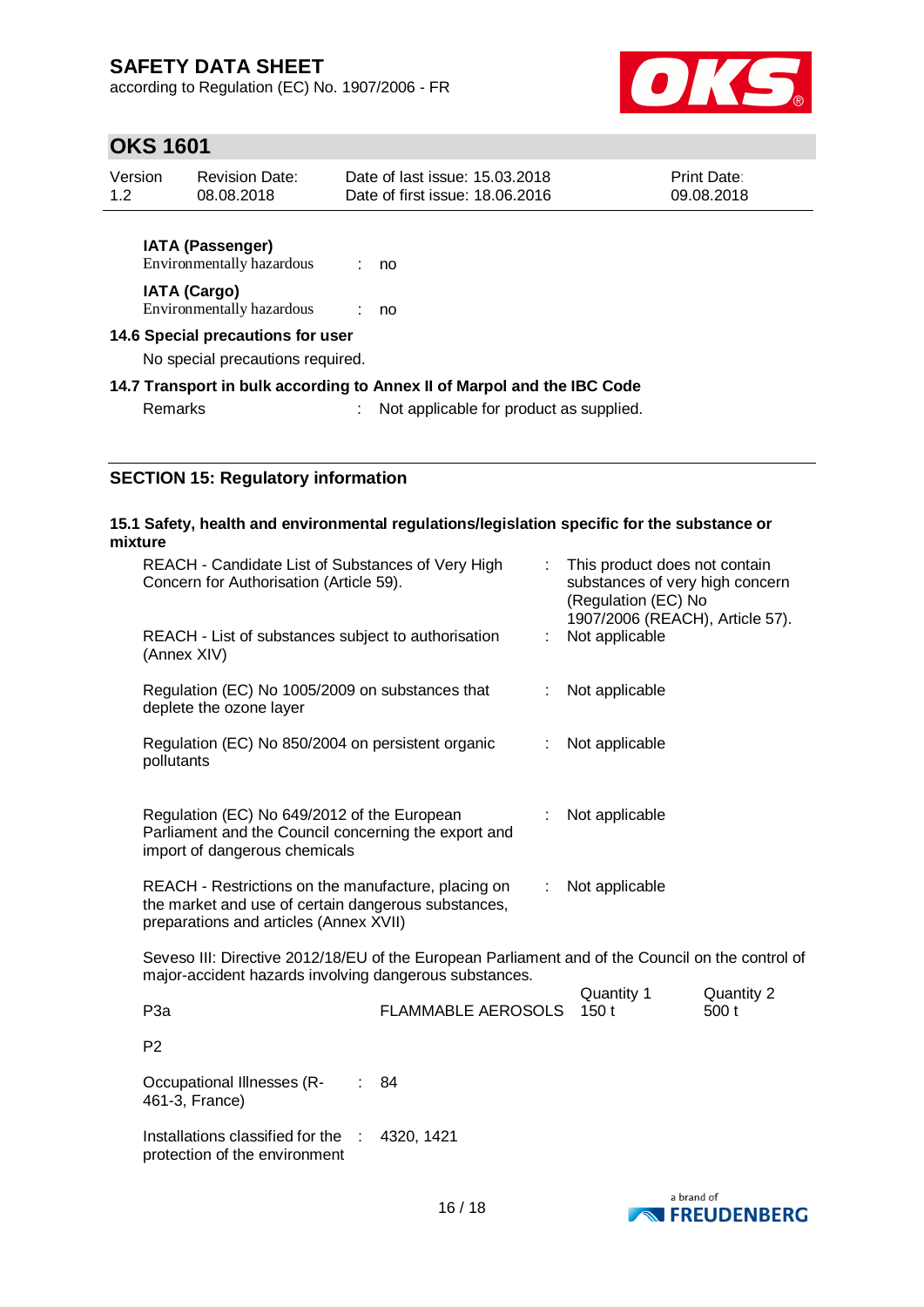**IATA (Passenger)**

Environmentally hazardous : no

**IATA (Cargo)**

Environmentally hazardous : no

**14.6 Special precautions for user**

No special precautions required.

**14.7 Transport in bulk according to Annex II of Marpol and the IBC Code**

Remarks : Not applicable for product as supplied.

## SECTION 15: Regulatory information

**15.1 Safety, health and environmental regulations/legislation specific for the substance or mixture**

| | |
|---|---|
| REACH - Candidate List of Substances of Very High Concern for Authorisation (Article 59). | : This product does not contain substances of very high concern (Regulation (EC) No 1907/2006 (REACH), Article 57). |
| REACH - List of substances subject to authorisation (Annex XIV) | : Not applicable |
| Regulation (EC) No 1005/2009 on substances that deplete the ozone layer | : Not applicable |
| Regulation (EC) No 850/2004 on persistent organic pollutants | : Not applicable |
| Regulation (EC) No 649/2012 of the European Parliament and the Council concerning the export and import of dangerous chemicals | : Not applicable |
| REACH - Restrictions on the manufacture, placing on the market and use of certain dangerous substances, preparations and articles (Annex XVII) | : Not applicable |

Seveso III: Directive 2012/18/EU of the European Parliament and of the Council on the control of major-accident hazards involving dangerous substances.

| | | Quantity 1 | Quantity 2 |
|---|---|---|---|
| P3a | FLAMMABLE AEROSOLS | 150 t | 500 t |
| P2 | | | |

Occupational Illnesses (R-461-3, France) : 84

Installations classified for the protection of the environment : 4320, 1421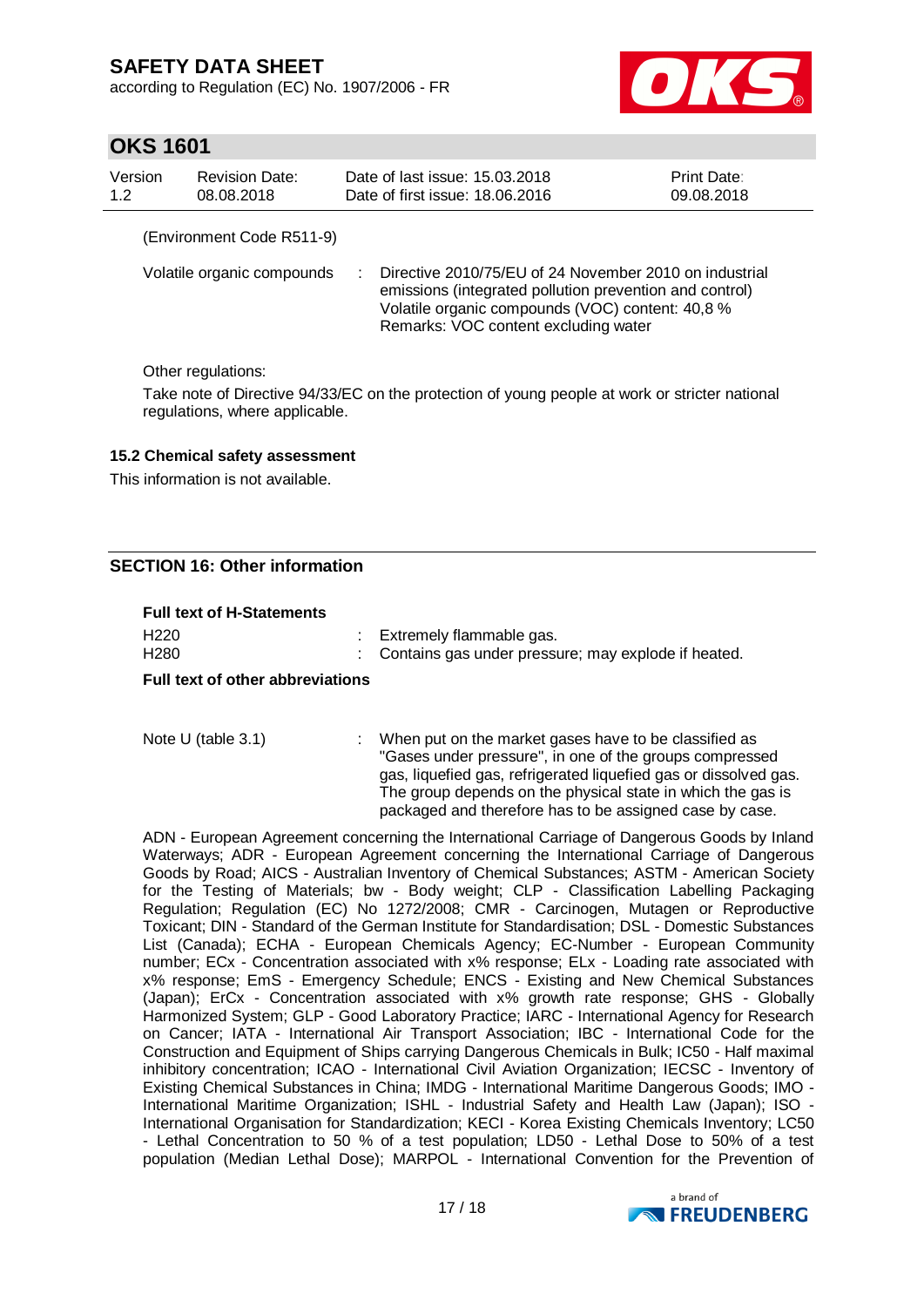(Environment Code R511-9)

| | | |
|---|---|---|
| Volatile organic compounds | : | Directive 2010/75/EU of 24 November 2010 on industrial emissions (integrated pollution prevention and control)<br>Volatile organic compounds (VOC) content: 40,8 %<br>Remarks: VOC content excluding water |

Other regulations:

Take note of Directive 94/33/EC on the protection of young people at work or stricter national regulations, where applicable.

### 15.2 Chemical safety assessment

This information is not available.

## SECTION 16: Other information

**Full text of H-Statements**

| | | |
|---|---|---|
| H220 | : | Extremely flammable gas. |
| H280 | : | Contains gas under pressure; may explode if heated. |

**Full text of other abbreviations**

| | | |
|---|---|---|
| Note U (table 3.1) | : | When put on the market gases have to be classified as "Gases under pressure", in one of the groups compressed gas, liquefied gas, refrigerated liquefied gas or dissolved gas. The group depends on the physical state in which the gas is packaged and therefore has to be assigned case by case. |

ADN - European Agreement concerning the International Carriage of Dangerous Goods by Inland Waterways; ADR - European Agreement concerning the International Carriage of Dangerous Goods by Road; AICS - Australian Inventory of Chemical Substances; ASTM - American Society for the Testing of Materials; bw - Body weight; CLP - Classification Labelling Packaging Regulation; Regulation (EC) No 1272/2008; CMR - Carcinogen, Mutagen or Reproductive Toxicant; DIN - Standard of the German Institute for Standardisation; DSL - Domestic Substances List (Canada); ECHA - European Chemicals Agency; EC-Number - European Community number; ECx - Concentration associated with x% response; ELx - Loading rate associated with x% response; EmS - Emergency Schedule; ENCS - Existing and New Chemical Substances (Japan); ErCx - Concentration associated with x% growth rate response; GHS - Globally Harmonized System; GLP - Good Laboratory Practice; IARC - International Agency for Research on Cancer; IATA - International Air Transport Association; IBC - International Code for the Construction and Equipment of Ships carrying Dangerous Chemicals in Bulk; IC50 - Half maximal inhibitory concentration; ICAO - International Civil Aviation Organization; IECSC - Inventory of Existing Chemical Substances in China; IMDG - International Maritime Dangerous Goods; IMO - International Maritime Organization; ISHL - Industrial Safety and Health Law (Japan); ISO - International Organisation for Standardization; KECI - Korea Existing Chemicals Inventory; LC50 - Lethal Concentration to 50 % of a test population; LD50 - Lethal Dose to 50% of a test population (Median Lethal Dose); MARPOL - International Convention for the Prevention of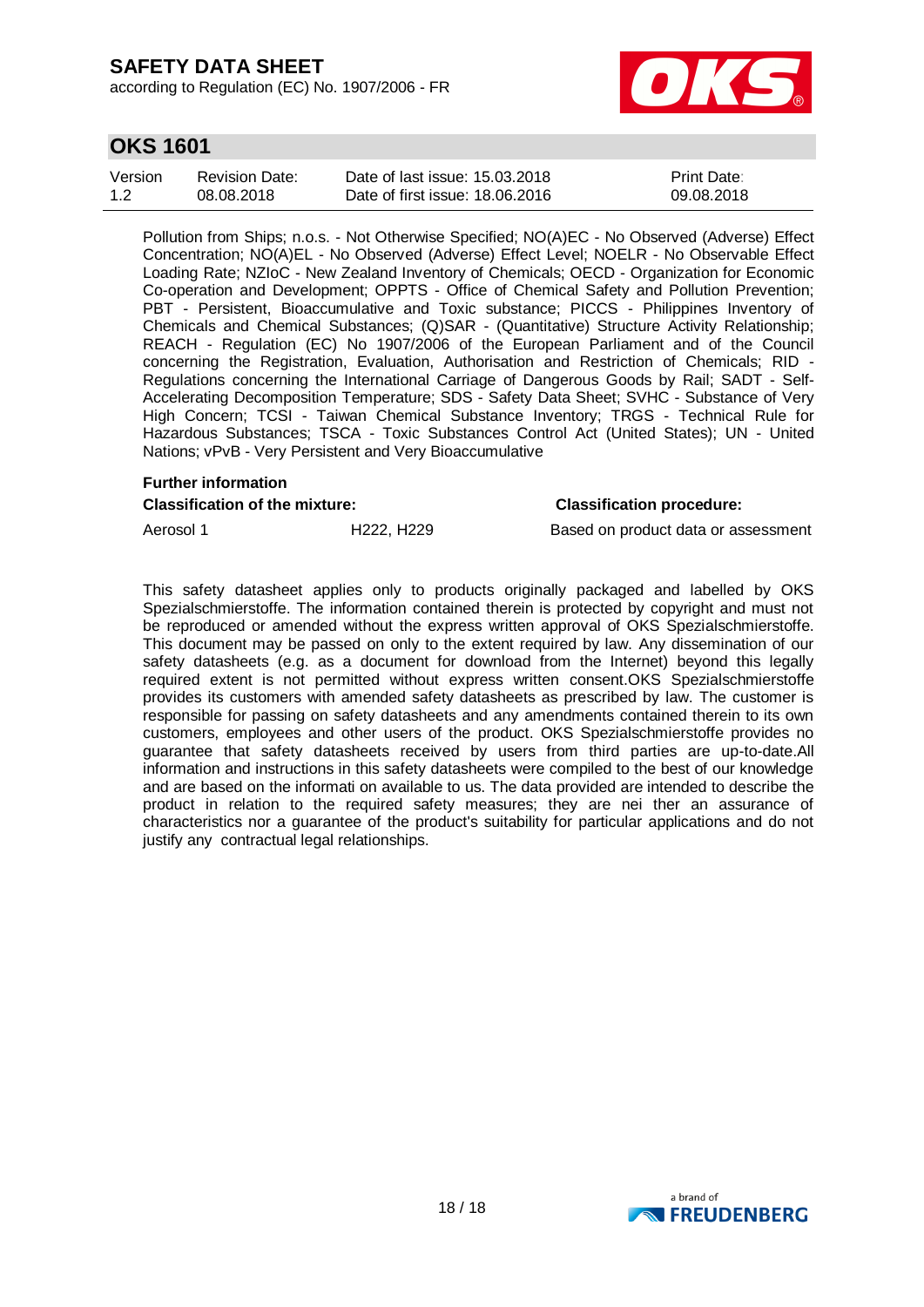Pollution from Ships; n.o.s. - Not Otherwise Specified; NO(A)EC - No Observed (Adverse) Effect Concentration; NO(A)EL - No Observed (Adverse) Effect Level; NOELR - No Observable Effect Loading Rate; NZIoC - New Zealand Inventory of Chemicals; OECD - Organization for Economic Co-operation and Development; OPPTS - Office of Chemical Safety and Pollution Prevention; PBT - Persistent, Bioaccumulative and Toxic substance; PICCS - Philippines Inventory of Chemicals and Chemical Substances; (Q)SAR - (Quantitative) Structure Activity Relationship; REACH - Regulation (EC) No 1907/2006 of the European Parliament and of the Council concerning the Registration, Evaluation, Authorisation and Restriction of Chemicals; RID - Regulations concerning the International Carriage of Dangerous Goods by Rail; SADT - Self-Accelerating Decomposition Temperature; SDS - Safety Data Sheet; SVHC - Substance of Very High Concern; TCSI - Taiwan Chemical Substance Inventory; TRGS - Technical Rule for Hazardous Substances; TSCA - Toxic Substances Control Act (United States); UN - United Nations; vPvB - Very Persistent and Very Bioaccumulative

**Further information**

| **Classification of the mixture:** | | **Classification procedure:** |
|---|---|---|
| Aerosol 1 | H222, H229 | Based on product data or assessment |

This safety datasheet applies only to products originally packaged and labelled by OKS Spezialschmierstoffe. The information contained therein is protected by copyright and must not be reproduced or amended without the express written approval of OKS Spezialschmierstoffe. This document may be passed on only to the extent required by law. Any dissemination of our safety datasheets (e.g. as a document for download from the Internet) beyond this legally required extent is not permitted without express written consent.OKS Spezialschmierstoffe provides its customers with amended safety datasheets as prescribed by law. The customer is responsible for passing on safety datasheets and any amendments contained therein to its own customers, employees and other users of the product. OKS Spezialschmierstoffe provides no guarantee that safety datasheets received by users from third parties are up-to-date.All information and instructions in this safety datasheets were compiled to the best of our knowledge and are based on the informati on available to us. The data provided are intended to describe the product in relation to the required safety measures; they are nei ther an assurance of characteristics nor a guarantee of the product's suitability for particular applications and do not justify any contractual legal relationships.